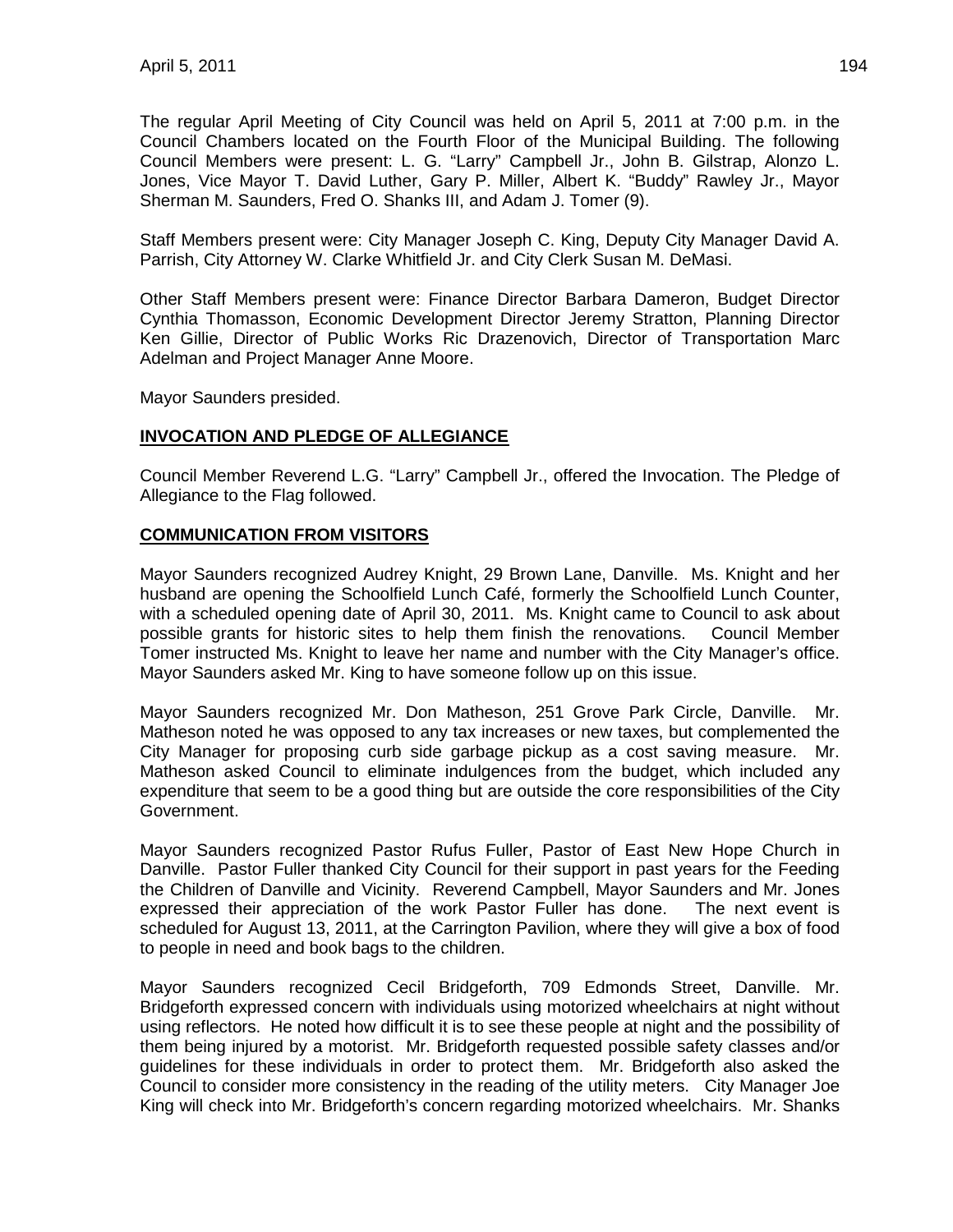The regular April Meeting of City Council was held on April 5, 2011 at 7:00 p.m. in the Council Chambers located on the Fourth Floor of the Municipal Building. The following Council Members were present: L. G. "Larry" Campbell Jr., John B. Gilstrap, Alonzo L. Jones, Vice Mayor T. David Luther, Gary P. Miller, Albert K. "Buddy" Rawley Jr., Mayor Sherman M. Saunders, Fred O. Shanks III, and Adam J. Tomer (9).

Staff Members present were: City Manager Joseph C. King, Deputy City Manager David A. Parrish, City Attorney W. Clarke Whitfield Jr. and City Clerk Susan M. DeMasi.

Other Staff Members present were: Finance Director Barbara Dameron, Budget Director Cynthia Thomasson, Economic Development Director Jeremy Stratton, Planning Director Ken Gillie, Director of Public Works Ric Drazenovich, Director of Transportation Marc Adelman and Project Manager Anne Moore.

Mayor Saunders presided.

## INVOCATION AND PLEDGE OF ALLEGIANCE

Council Member Reverend L.G. "Larry" Campbell Jr., offered the Invocation. The Pledge of Allegiance to the Flag followed.

## COMMUNICATION FROM VISITORS

Mayor Saunders recognized Audrey Knight, 29 Brown Lane, Danville. Ms. Knight and her husband are opening the Schoolfield Lunch Café, formerly the Schoolfield Lunch Counter, with a scheduled opening date of April 30, 2011. Ms. Knight came to Council to ask about possible grants for historic sites to help them finish the renovations. Council Member Tomer instructed Ms. Knight to leave her name and number with the City Manager's office. Mayor Saunders asked Mr. King to have someone follow up on this issue.

Mayor Saunders recognized Mr. Don Matheson, 251 Grove Park Circle, Danville. Mr. Matheson noted he was opposed to any tax increases or new taxes, but complemented the City Manager for proposing curb side garbage pickup as a cost saving measure. Mr. Matheson asked Council to eliminate indulgences from the budget, which included any expenditure that seem to be a good thing but are outside the core responsibilities of the City Government.

Mayor Saunders recognized Pastor Rufus Fuller, Pastor of East New Hope Church in Danville. Pastor Fuller thanked City Council for their support in past years for the Feeding the Children of Danville and Vicinity. Reverend Campbell, Mayor Saunders and Mr. Jones expressed their appreciation of the work Pastor Fuller has done. The next event is scheduled for August 13, 2011, at the Carrington Pavilion, where they will give a box of food to people in need and book bags to the children.

Mayor Saunders recognized Cecil Bridgeforth, 709 Edmonds Street, Danville. Mr. Bridgeforth expressed concern with individuals using motorized wheelchairs at night without using reflectors. He noted how difficult it is to see these people at night and the possibility of them being injured by a motorist. Mr. Bridgeforth requested possible safety classes and/or guidelines for these individuals in order to protect them. Mr. Bridgeforth also asked the Council to consider more consistency in the reading of the utility meters. City Manager Joe King will check into Mr. Bridgeforth's concern regarding motorized wheelchairs. Mr. Shanks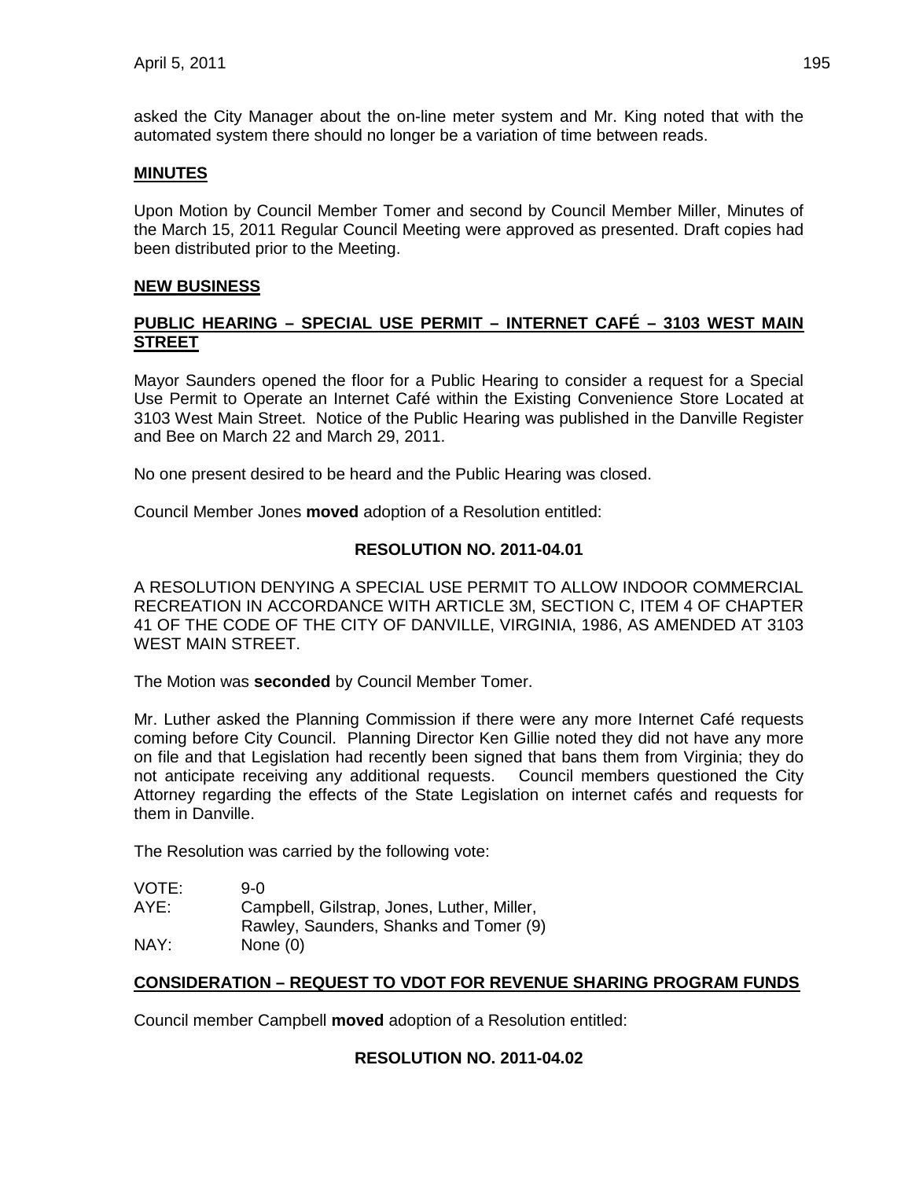asked the City Manager about the on-line meter system and Mr. King noted that with the automated system there should no longer be a variation of time between reads.

## MINUTES

Upon Motion by Council Member Tomer and second by Council Member Miller, Minutes of the March 15, 2011 Regular Council Meeting were approved as presented. Draft copies had been distributed prior to the Meeting.

## NEW BUSINESS

### PUBLIC HEARING – SPECIAL USE PERMIT – INTERNET CAFÉ – 3103 WEST MAIN STREET

Mayor Saunders opened the floor for a Public Hearing to consider a request for a Special Use Permit to Operate an Internet Café within the Existing Convenience Store Located at 3103 West Main Street. Notice of the Public Hearing was published in the Danville Register and Bee on March 22 and March 29, 2011.

No one present desired to be heard and the Public Hearing was closed.

Council Member Jones **moved** adoption of a Resolution entitled:

**RESOLUTION NO. 2011-04.01**

A RESOLUTION DENYING A SPECIAL USE PERMIT TO ALLOW INDOOR COMMERCIAL RECREATION IN ACCORDANCE WITH ARTICLE 3M, SECTION C, ITEM 4 OF CHAPTER 41 OF THE CODE OF THE CITY OF DANVILLE, VIRGINIA, 1986, AS AMENDED AT 3103 WEST MAIN STREET.

The Motion was **seconded** by Council Member Tomer.

Mr. Luther asked the Planning Commission if there were any more Internet Café requests coming before City Council. Planning Director Ken Gillie noted they did not have any more on file and that Legislation had recently been signed that bans them from Virginia; they do not anticipate receiving any additional requests. Council members questioned the City Attorney regarding the effects of the State Legislation on internet cafés and requests for them in Danville.

The Resolution was carried by the following vote:

VOTE: 9-0
AYE: Campbell, Gilstrap, Jones, Luther, Miller, Rawley, Saunders, Shanks and Tomer (9)
NAY: None (0)

### CONSIDERATION – REQUEST TO VDOT FOR REVENUE SHARING PROGRAM FUNDS

Council member Campbell **moved** adoption of a Resolution entitled:

**RESOLUTION NO. 2011-04.02**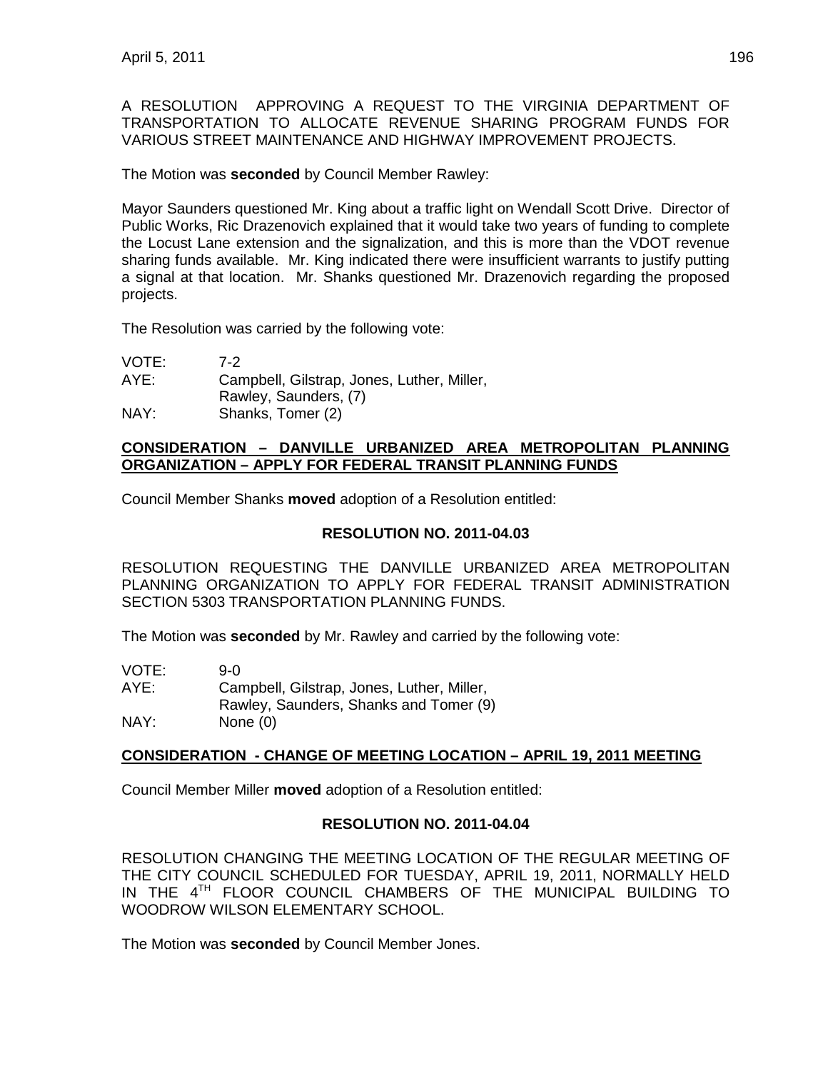A RESOLUTION APPROVING A REQUEST TO THE VIRGINIA DEPARTMENT OF TRANSPORTATION TO ALLOCATE REVENUE SHARING PROGRAM FUNDS FOR VARIOUS STREET MAINTENANCE AND HIGHWAY IMPROVEMENT PROJECTS.

The Motion was **seconded** by Council Member Rawley:

Mayor Saunders questioned Mr. King about a traffic light on Wendall Scott Drive. Director of Public Works, Ric Drazenovich explained that it would take two years of funding to complete the Locust Lane extension and the signalization, and this is more than the VDOT revenue sharing funds available. Mr. King indicated there were insufficient warrants to justify putting a signal at that location. Mr. Shanks questioned Mr. Drazenovich regarding the proposed projects.

The Resolution was carried by the following vote:

| | |
|---|---|
| VOTE: | 7-2 |
| AYE: | Campbell, Gilstrap, Jones, Luther, Miller, Rawley, Saunders, (7) |
| NAY: | Shanks, Tomer (2) |

## CONSIDERATION – DANVILLE URBANIZED AREA METROPOLITAN PLANNING ORGANIZATION – APPLY FOR FEDERAL TRANSIT PLANNING FUNDS

Council Member Shanks **moved** adoption of a Resolution entitled:

### RESOLUTION NO. 2011-04.03

RESOLUTION REQUESTING THE DANVILLE URBANIZED AREA METROPOLITAN PLANNING ORGANIZATION TO APPLY FOR FEDERAL TRANSIT ADMINISTRATION SECTION 5303 TRANSPORTATION PLANNING FUNDS.

The Motion was **seconded** by Mr. Rawley and carried by the following vote:

| | |
|---|---|
| VOTE: | 9-0 |
| AYE: | Campbell, Gilstrap, Jones, Luther, Miller, Rawley, Saunders, Shanks and Tomer (9) |
| NAY: | None (0) |

## CONSIDERATION - CHANGE OF MEETING LOCATION – APRIL 19, 2011 MEETING

Council Member Miller **moved** adoption of a Resolution entitled:

### RESOLUTION NO. 2011-04.04

RESOLUTION CHANGING THE MEETING LOCATION OF THE REGULAR MEETING OF THE CITY COUNCIL SCHEDULED FOR TUESDAY, APRIL 19, 2011, NORMALLY HELD IN THE 4TH FLOOR COUNCIL CHAMBERS OF THE MUNICIPAL BUILDING TO WOODROW WILSON ELEMENTARY SCHOOL.

The Motion was **seconded** by Council Member Jones.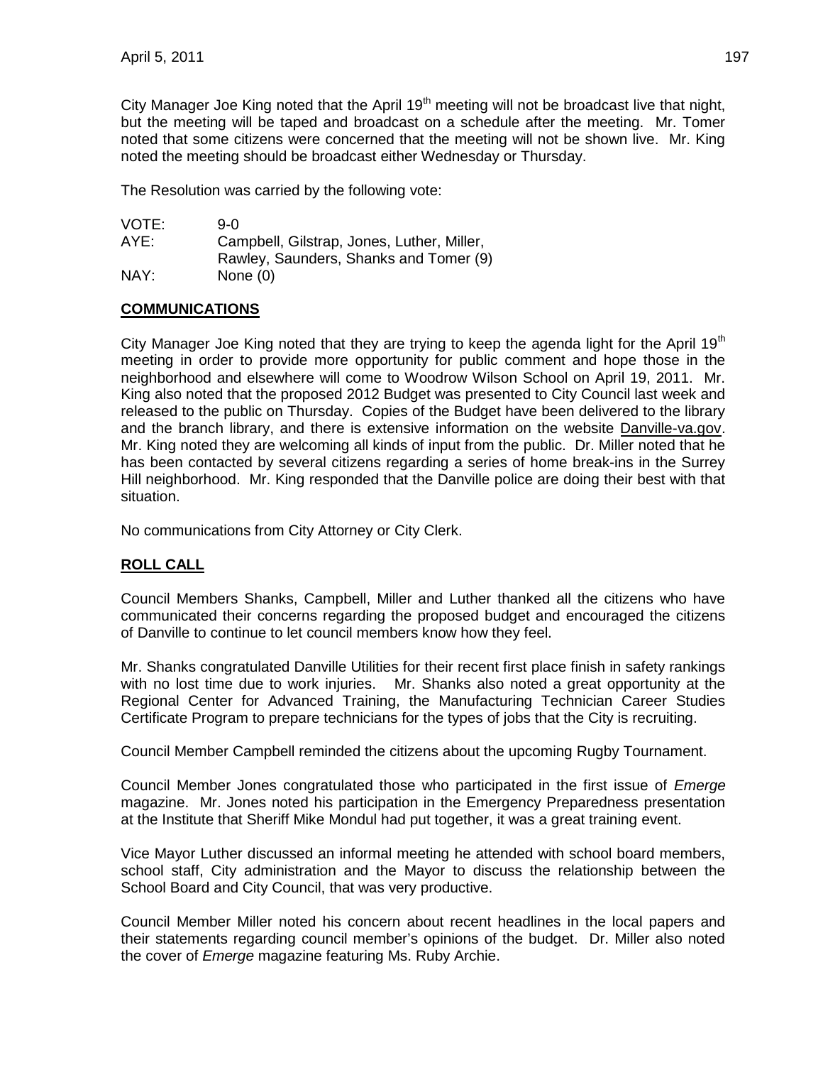City Manager Joe King noted that the April 19th meeting will not be broadcast live that night, but the meeting will be taped and broadcast on a schedule after the meeting. Mr. Tomer noted that some citizens were concerned that the meeting will not be shown live. Mr. King noted the meeting should be broadcast either Wednesday or Thursday.

The Resolution was carried by the following vote:

| | |
|---|---|
| VOTE: | 9-0 |
| AYE: | Campbell, Gilstrap, Jones, Luther, Miller, Rawley, Saunders, Shanks and Tomer (9) |
| NAY: | None (0) |

## COMMUNICATIONS

City Manager Joe King noted that they are trying to keep the agenda light for the April 19th meeting in order to provide more opportunity for public comment and hope those in the neighborhood and elsewhere will come to Woodrow Wilson School on April 19, 2011. Mr. King also noted that the proposed 2012 Budget was presented to City Council last week and released to the public on Thursday. Copies of the Budget have been delivered to the library and the branch library, and there is extensive information on the website Danville-va.gov. Mr. King noted they are welcoming all kinds of input from the public. Dr. Miller noted that he has been contacted by several citizens regarding a series of home break-ins in the Surrey Hill neighborhood. Mr. King responded that the Danville police are doing their best with that situation.

No communications from City Attorney or City Clerk.

## ROLL CALL

Council Members Shanks, Campbell, Miller and Luther thanked all the citizens who have communicated their concerns regarding the proposed budget and encouraged the citizens of Danville to continue to let council members know how they feel.

Mr. Shanks congratulated Danville Utilities for their recent first place finish in safety rankings with no lost time due to work injuries. Mr. Shanks also noted a great opportunity at the Regional Center for Advanced Training, the Manufacturing Technician Career Studies Certificate Program to prepare technicians for the types of jobs that the City is recruiting.

Council Member Campbell reminded the citizens about the upcoming Rugby Tournament.

Council Member Jones congratulated those who participated in the first issue of *Emerge* magazine. Mr. Jones noted his participation in the Emergency Preparedness presentation at the Institute that Sheriff Mike Mondul had put together, it was a great training event.

Vice Mayor Luther discussed an informal meeting he attended with school board members, school staff, City administration and the Mayor to discuss the relationship between the School Board and City Council, that was very productive.

Council Member Miller noted his concern about recent headlines in the local papers and their statements regarding council member's opinions of the budget. Dr. Miller also noted the cover of *Emerge* magazine featuring Ms. Ruby Archie.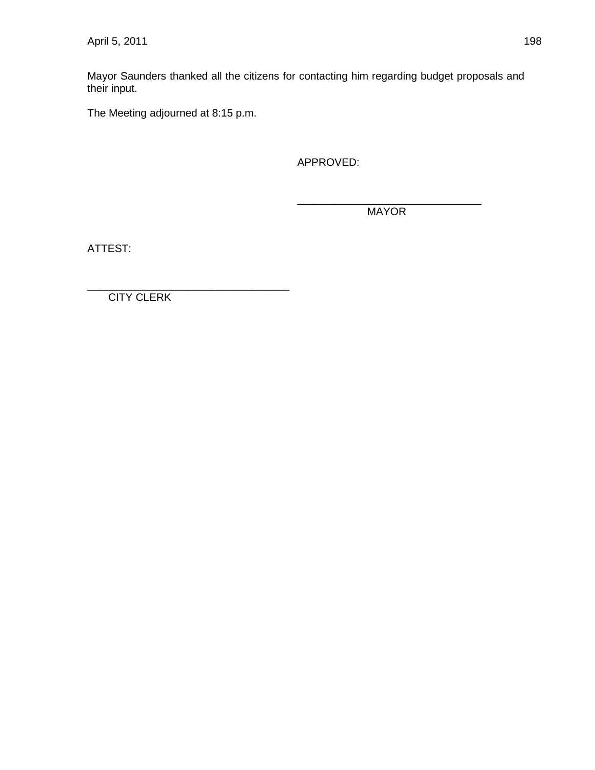Mayor Saunders thanked all the citizens for contacting him regarding budget proposals and their input.

The Meeting adjourned at 8:15 p.m.

APPROVED:

\_\_\_\_\_\_\_\_\_\_\_\_\_\_\_\_\_\_\_\_\_\_\_\_\_\_\_\_\_\_\_\_
MAYOR

ATTEST:

\_\_\_\_\_\_\_\_\_\_\_\_\_\_\_\_\_\_\_\_\_\_\_\_\_\_\_\_\_\_\_\_
CITY CLERK